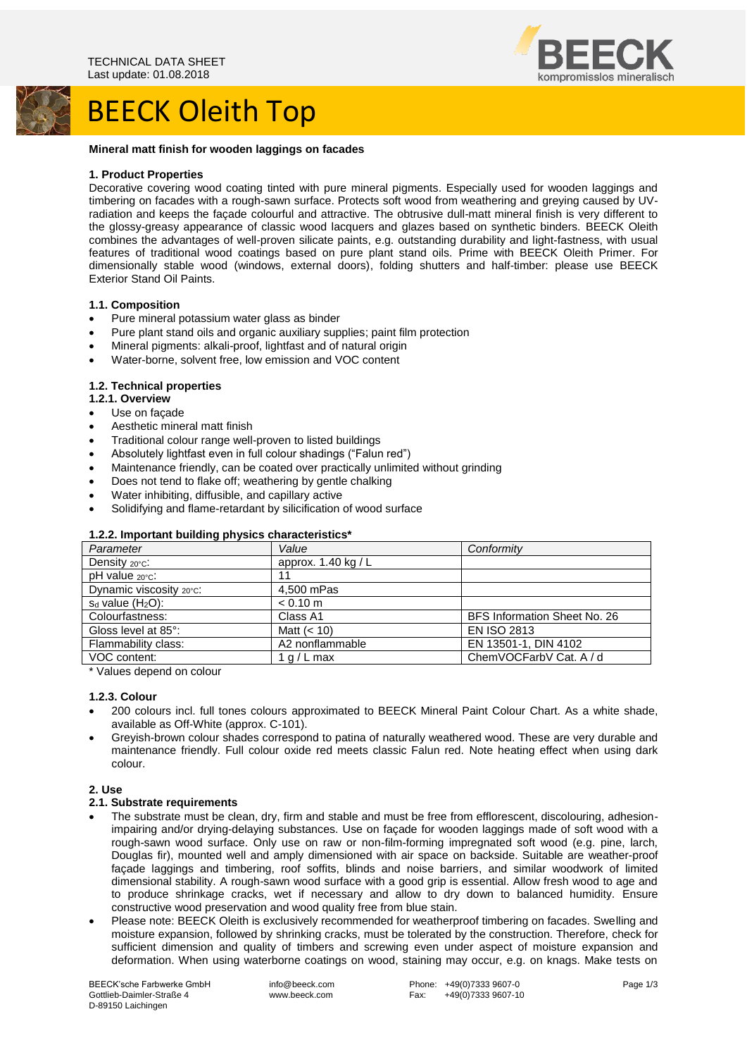TECHNICAL DATA SHEET
Last update: 01.08.2018

# BEECK Oleith Top

**Mineral matt finish for wooden laggings on facades**

## 1. Product Properties

Decorative covering wood coating tinted with pure mineral pigments. Especially used for wooden laggings and timbering on facades with a rough-sawn surface. Protects soft wood from weathering and greying caused by UV-radiation and keeps the façade colourful and attractive. The obtrusive dull-matt mineral finish is very different to the glossy-greasy appearance of classic wood lacquers and glazes based on synthetic binders. BEECK Oleith combines the advantages of well-proven silicate paints, e.g. outstanding durability and light-fastness, with usual features of traditional wood coatings based on pure plant stand oils. Prime with BEECK Oleith Primer. For dimensionally stable wood (windows, external doors), folding shutters and half-timber: please use BEECK Exterior Stand Oil Paints.

### 1.1. Composition

- Pure mineral potassium water glass as binder
- Pure plant stand oils and organic auxiliary supplies; paint film protection
- Mineral pigments: alkali-proof, lightfast and of natural origin
- Water-borne, solvent free, low emission and VOC content

### 1.2. Technical properties

#### 1.2.1. Overview

- Use on façade
- Aesthetic mineral matt finish
- Traditional colour range well-proven to listed buildings
- Absolutely lightfast even in full colour shadings ("Falun red")
- Maintenance friendly, can be coated over practically unlimited without grinding
- Does not tend to flake off; weathering by gentle chalking
- Water inhibiting, diffusible, and capillary active
- Solidifying and flame-retardant by silicification of wood surface

#### 1.2.2. Important building physics characteristics*

| *Parameter* | *Value* | *Conformity* |
|---|---|---|
| Density $_{20°C}$: | approx. 1.40 kg / L | |
| pH value $_{20°C}$: | 11 | |
| Dynamic viscosity $_{20°C}$: | 4,500 mPas | |
| $s_d$ value ($H_2O$): | < 0.10 m | |
| Colourfastness: | Class A1 | BFS Information Sheet No. 26 |
| Gloss level at 85°: | Matt (< 10) | EN ISO 2813 |
| Flammability class: | A2 nonflammable | EN 13501-1, DIN 4102 |
| VOC content: | 1 g / L max | ChemVOCFarbV Cat. A / d |

\* Values depend on colour

#### 1.2.3. Colour

- 200 colours incl. full tones colours approximated to BEECK Mineral Paint Colour Chart. As a white shade, available as Off-White (approx. C-101).
- Greyish-brown colour shades correspond to patina of naturally weathered wood. These are very durable and maintenance friendly. Full colour oxide red meets classic Falun red. Note heating effect when using dark colour.

## 2. Use

### 2.1. Substrate requirements

- The substrate must be clean, dry, firm and stable and must be free from efflorescent, discolouring, adhesion-impairing and/or drying-delaying substances. Use on façade for wooden laggings made of soft wood with a rough-sawn wood surface. Only use on raw or non-film-forming impregnated soft wood (e.g. pine, larch, Douglas fir), mounted well and amply dimensioned with air space on backside. Suitable are weather-proof façade laggings and timbering, roof soffits, blinds and noise barriers, and similar woodwork of limited dimensional stability. A rough-sawn wood surface with a good grip is essential. Allow fresh wood to age and to produce shrinkage cracks, wet if necessary and allow to dry down to balanced humidity. Ensure constructive wood preservation and wood quality free from blue stain.
- Please note: BEECK Oleith is exclusively recommended for weatherproof timbering on facades. Swelling and moisture expansion, followed by shrinking cracks, must be tolerated by the construction. Therefore, check for sufficient dimension and quality of timbers and screwing even under aspect of moisture expansion and deformation. When using waterborne coatings on wood, staining may occur, e.g. on knags. Make tests on

BEECK'sche Farbwerke GmbH
Gottlieb-Daimler-Straße 4
D-89150 Laichingen

info@beeck.com
www.beeck.com

Phone: +49(0)7333 9607-0
Fax: +49(0)7333 9607-10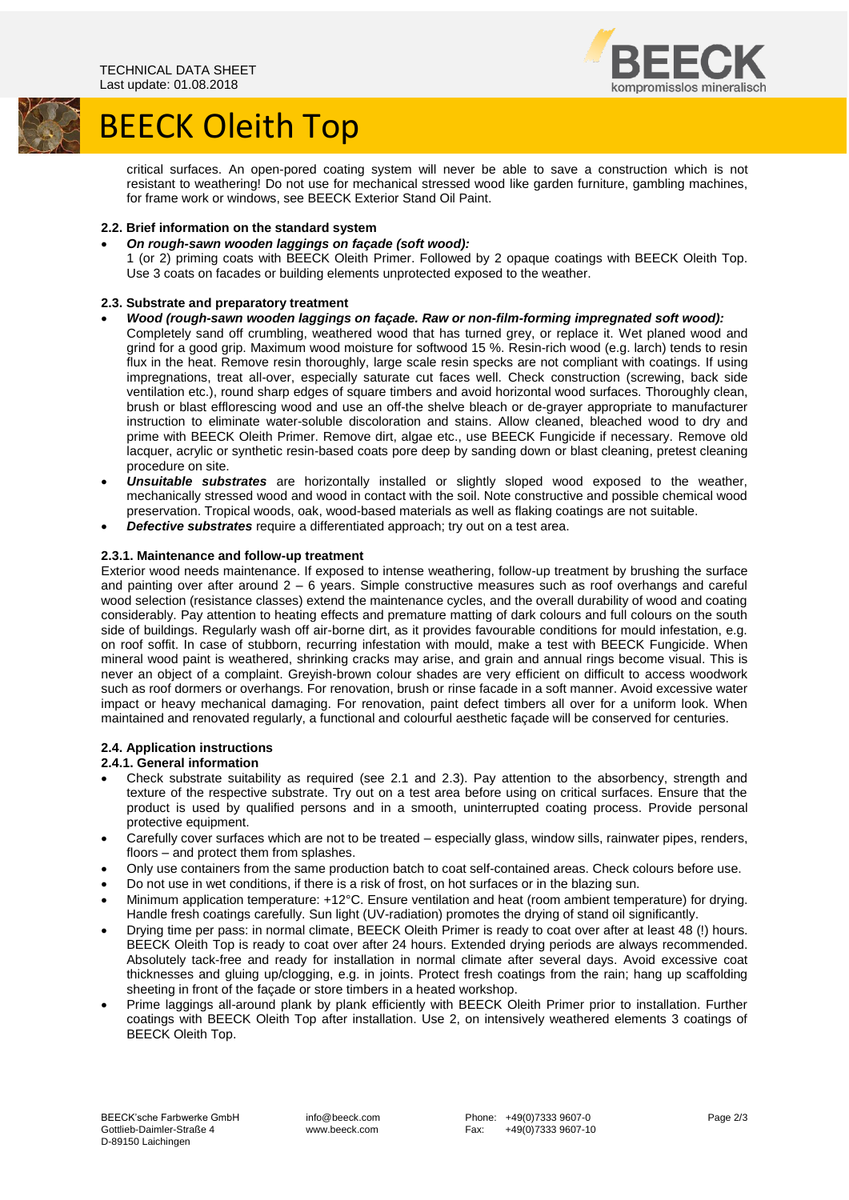critical surfaces. An open-pored coating system will never be able to save a construction which is not resistant to weathering! Do not use for mechanical stressed wood like garden furniture, gambling machines, for frame work or windows, see BEECK Exterior Stand Oil Paint.

### 2.2. Brief information on the standard system

- ***On rough-sawn wooden laggings on façade (soft wood):***
  1 (or 2) priming coats with BEECK Oleith Primer. Followed by 2 opaque coatings with BEECK Oleith Top. Use 3 coats on facades or building elements unprotected exposed to the weather.

### 2.3. Substrate and preparatory treatment

- ***Wood (rough-sawn wooden laggings on façade. Raw or non-film-forming impregnated soft wood):***
  Completely sand off crumbling, weathered wood that has turned grey, or replace it. Wet planed wood and grind for a good grip. Maximum wood moisture for softwood 15 %. Resin-rich wood (e.g. larch) tends to resin flux in the heat. Remove resin thoroughly, large scale resin specks are not compliant with coatings. If using impregnations, treat all-over, especially saturate cut faces well. Check construction (screwing, back side ventilation etc.), round sharp edges of square timbers and avoid horizontal wood surfaces. Thoroughly clean, brush or blast efflorescing wood and use an off-the shelve bleach or de-grayer appropriate to manufacturer instruction to eliminate water-soluble discoloration and stains. Allow cleaned, bleached wood to dry and prime with BEECK Oleith Primer. Remove dirt, algae etc., use BEECK Fungicide if necessary. Remove old lacquer, acrylic or synthetic resin-based coats pore deep by sanding down or blast cleaning, pretest cleaning procedure on site.
- ***Unsuitable substrates*** are horizontally installed or slightly sloped wood exposed to the weather, mechanically stressed wood and wood in contact with the soil. Note constructive and possible chemical wood preservation. Tropical woods, oak, wood-based materials as well as flaking coatings are not suitable.
- ***Defective substrates*** require a differentiated approach; try out on a test area.

#### 2.3.1. Maintenance and follow-up treatment

Exterior wood needs maintenance. If exposed to intense weathering, follow-up treatment by brushing the surface and painting over after around 2 – 6 years. Simple constructive measures such as roof overhangs and careful wood selection (resistance classes) extend the maintenance cycles, and the overall durability of wood and coating considerably. Pay attention to heating effects and premature matting of dark colours and full colours on the south side of buildings. Regularly wash off air-borne dirt, as it provides favourable conditions for mould infestation, e.g. on roof soffit. In case of stubborn, recurring infestation with mould, make a test with BEECK Fungicide. When mineral wood paint is weathered, shrinking cracks may arise, and grain and annual rings become visual. This is never an object of a complaint. Greyish-brown colour shades are very efficient on difficult to access woodwork such as roof dormers or overhangs. For renovation, brush or rinse facade in a soft manner. Avoid excessive water impact or heavy mechanical damaging. For renovation, paint defect timbers all over for a uniform look. When maintained and renovated regularly, a functional and colourful aesthetic façade will be conserved for centuries.

### 2.4. Application instructions

#### 2.4.1. General information

- Check substrate suitability as required (see 2.1 and 2.3). Pay attention to the absorbency, strength and texture of the respective substrate. Try out on a test area before using on critical surfaces. Ensure that the product is used by qualified persons and in a smooth, uninterrupted coating process. Provide personal protective equipment.
- Carefully cover surfaces which are not to be treated – especially glass, window sills, rainwater pipes, renders, floors – and protect them from splashes.
- Only use containers from the same production batch to coat self-contained areas. Check colours before use.
- Do not use in wet conditions, if there is a risk of frost, on hot surfaces or in the blazing sun.
- Minimum application temperature: +12°C. Ensure ventilation and heat (room ambient temperature) for drying. Handle fresh coatings carefully. Sun light (UV-radiation) promotes the drying of stand oil significantly.
- Drying time per pass: in normal climate, BEECK Oleith Primer is ready to coat over after at least 48 (!) hours. BEECK Oleith Top is ready to coat over after 24 hours. Extended drying periods are always recommended. Absolutely tack-free and ready for installation in normal climate after several days. Avoid excessive coat thicknesses and gluing up/clogging, e.g. in joints. Protect fresh coatings from the rain; hang up scaffolding sheeting in front of the façade or store timbers in a heated workshop.
- Prime laggings all-around plank by plank efficiently with BEECK Oleith Primer prior to installation. Further coatings with BEECK Oleith Top after installation. Use 2, on intensively weathered elements 3 coatings of BEECK Oleith Top.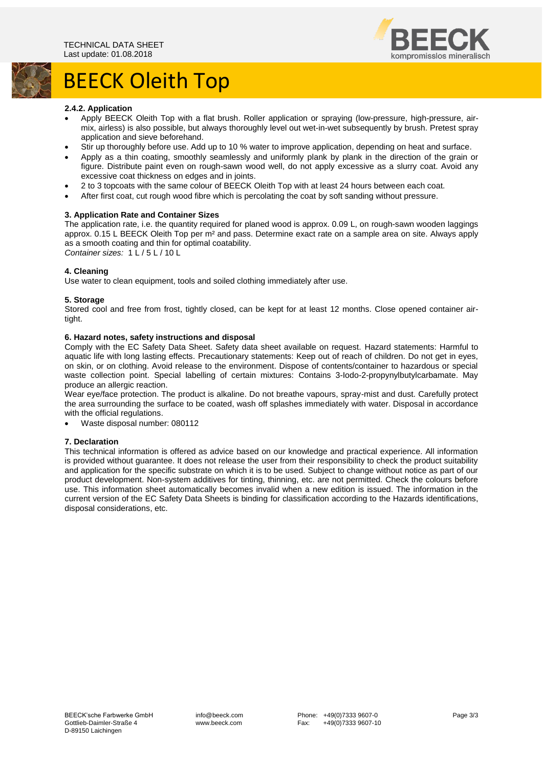# BEECK Oleith Top

**2.4.2. Application**

- Apply BEECK Oleith Top with a flat brush. Roller application or spraying (low-pressure, high-pressure, air-mix, airless) is also possible, but always thoroughly level out wet-in-wet subsequently by brush. Pretest spray application and sieve beforehand.
- Stir up thoroughly before use. Add up to 10 % water to improve application, depending on heat and surface.
- Apply as a thin coating, smoothly seamlessly and uniformly plank by plank in the direction of the grain or figure. Distribute paint even on rough-sawn wood well, do not apply excessive as a slurry coat. Avoid any excessive coat thickness on edges and in joints.
- 2 to 3 topcoats with the same colour of BEECK Oleith Top with at least 24 hours between each coat.
- After first coat, cut rough wood fibre which is percolating the coat by soft sanding without pressure.

**3. Application Rate and Container Sizes**

The application rate, i.e. the quantity required for planed wood is approx. 0.09 L, on rough-sawn wooden laggings approx. 0.15 L BEECK Oleith Top per m² and pass. Determine exact rate on a sample area on site. Always apply as a smooth coating and thin for optimal coatability.

*Container sizes:* 1 L / 5 L / 10 L

**4. Cleaning**

Use water to clean equipment, tools and soiled clothing immediately after use.

**5. Storage**

Stored cool and free from frost, tightly closed, can be kept for at least 12 months. Close opened container air-tight.

**6. Hazard notes, safety instructions and disposal**

Comply with the EC Safety Data Sheet. Safety data sheet available on request. Hazard statements: Harmful to aquatic life with long lasting effects. Precautionary statements: Keep out of reach of children. Do not get in eyes, on skin, or on clothing. Avoid release to the environment. Dispose of contents/container to hazardous or special waste collection point. Special labelling of certain mixtures: Contains 3-Iodo-2-propynylbutylcarbamate. May produce an allergic reaction.

Wear eye/face protection. The product is alkaline. Do not breathe vapours, spray-mist and dust. Carefully protect the area surrounding the surface to be coated, wash off splashes immediately with water. Disposal in accordance with the official regulations.

- Waste disposal number: 080112

**7. Declaration**

This technical information is offered as advice based on our knowledge and practical experience. All information is provided without guarantee. It does not release the user from their responsibility to check the product suitability and application for the specific substrate on which it is to be used. Subject to change without notice as part of our product development. Non-system additives for tinting, thinning, etc. are not permitted. Check the colours before use. This information sheet automatically becomes invalid when a new edition is issued. The information in the current version of the EC Safety Data Sheets is binding for classification according to the Hazards identifications, disposal considerations, etc.